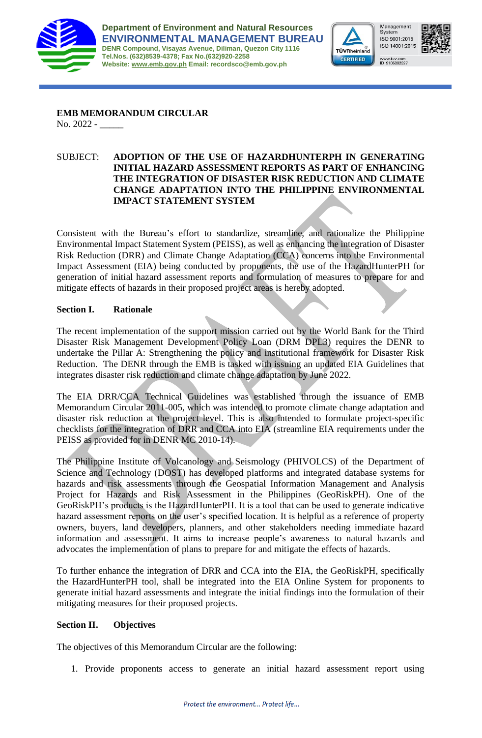Department of Environment and Natural Resources
**ENVIRONMENTAL MANAGEMENT BUREAU**
DENR Compound, Visayas Avenue, Diliman, Quezon City 1116
Tel.Nos. (632)8539-4378; Fax No.(632)920-2258
Website: www.emb.gov.ph Email: recordsco@emb.gov.ph

**EMB MEMORANDUM CIRCULAR**
No. 2022 - _____

SUBJECT: **ADOPTION OF THE USE OF HAZARDHUNTERPH IN GENERATING INITIAL HAZARD ASSESSMENT REPORTS AS PART OF ENHANCING THE INTEGRATION OF DISASTER RISK REDUCTION AND CLIMATE CHANGE ADAPTATION INTO THE PHILIPPINE ENVIRONMENTAL IMPACT STATEMENT SYSTEM**

Consistent with the Bureau's effort to standardize, streamline, and rationalize the Philippine Environmental Impact Statement System (PEISS), as well as enhancing the integration of Disaster Risk Reduction (DRR) and Climate Change Adaptation (CCA) concerns into the Environmental Impact Assessment (EIA) being conducted by proponents, the use of the HazardHunterPH for generation of initial hazard assessment reports and formulation of measures to prepare for and mitigate effects of hazards in their proposed project areas is hereby adopted.

## Section I. Rationale

The recent implementation of the support mission carried out by the World Bank for the Third Disaster Risk Management Development Policy Loan (DRM DPL3) requires the DENR to undertake the Pillar A: Strengthening the policy and institutional framework for Disaster Risk Reduction. The DENR through the EMB is tasked with issuing an updated EIA Guidelines that integrates disaster risk reduction and climate change adaptation by June 2022.

The EIA DRR/CCA Technical Guidelines was established through the issuance of EMB Memorandum Circular 2011-005, which was intended to promote climate change adaptation and disaster risk reduction at the project level. This is also intended to formulate project-specific checklists for the integration of DRR and CCA into EIA (streamline EIA requirements under the PEISS as provided for in DENR MC 2010-14).

The Philippine Institute of Volcanology and Seismology (PHIVOLCS) of the Department of Science and Technology (DOST) has developed platforms and integrated database systems for hazards and risk assessments through the Geospatial Information Management and Analysis Project for Hazards and Risk Assessment in the Philippines (GeoRiskPH). One of the GeoRiskPH's products is the HazardHunterPH. It is a tool that can be used to generate indicative hazard assessment reports on the user's specified location. It is helpful as a reference of property owners, buyers, land developers, planners, and other stakeholders needing immediate hazard information and assessment. It aims to increase people's awareness to natural hazards and advocates the implementation of plans to prepare for and mitigate the effects of hazards.

To further enhance the integration of DRR and CCA into the EIA, the GeoRiskPH, specifically the HazardHunterPH tool, shall be integrated into the EIA Online System for proponents to generate initial hazard assessments and integrate the initial findings into the formulation of their mitigating measures for their proposed projects.

## Section II. Objectives

The objectives of this Memorandum Circular are the following:

1. Provide proponents access to generate an initial hazard assessment report using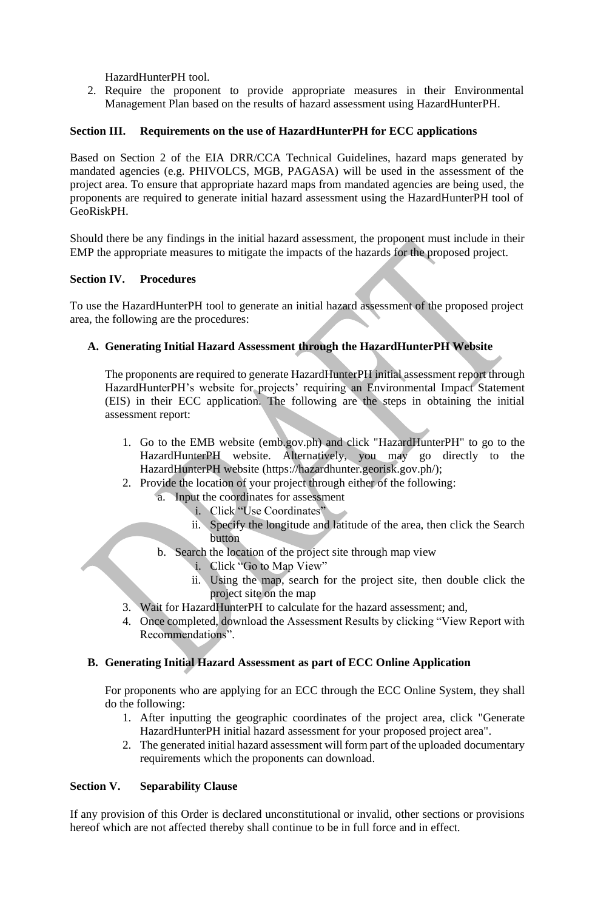HazardHunterPH tool.

2. Require the proponent to provide appropriate measures in their Environmental Management Plan based on the results of hazard assessment using HazardHunterPH.

**Section III. Requirements on the use of HazardHunterPH for ECC applications**

Based on Section 2 of the EIA DRR/CCA Technical Guidelines, hazard maps generated by mandated agencies (e.g. PHIVOLCS, MGB, PAGASA) will be used in the assessment of the project area. To ensure that appropriate hazard maps from mandated agencies are being used, the proponents are required to generate initial hazard assessment using the HazardHunterPH tool of GeoRiskPH.

Should there be any findings in the initial hazard assessment, the proponent must include in their EMP the appropriate measures to mitigate the impacts of the hazards for the proposed project.

**Section IV. Procedures**

To use the HazardHunterPH tool to generate an initial hazard assessment of the proposed project area, the following are the procedures:

**A. Generating Initial Hazard Assessment through the HazardHunterPH Website**

The proponents are required to generate HazardHunterPH initial assessment report through HazardHunterPH's website for projects' requiring an Environmental Impact Statement (EIS) in their ECC application. The following are the steps in obtaining the initial assessment report:

1. Go to the EMB website (emb.gov.ph) and click "HazardHunterPH" to go to the HazardHunterPH website. Alternatively, you may go directly to the HazardHunterPH website (https://hazardhunter.georisk.gov.ph/);
2. Provide the location of your project through either of the following:
   a. Input the coordinates for assessment
      i. Click "Use Coordinates"
      ii. Specify the longitude and latitude of the area, then click the Search button
   b. Search the location of the project site through map view
      i. Click "Go to Map View"
      ii. Using the map, search for the project site, then double click the project site on the map
3. Wait for HazardHunterPH to calculate for the hazard assessment; and,
4. Once completed, download the Assessment Results by clicking "View Report with Recommendations".

**B. Generating Initial Hazard Assessment as part of ECC Online Application**

For proponents who are applying for an ECC through the ECC Online System, they shall do the following:

1. After inputting the geographic coordinates of the project area, click "Generate HazardHunterPH initial hazard assessment for your proposed project area".
2. The generated initial hazard assessment will form part of the uploaded documentary requirements which the proponents can download.

**Section V. Separability Clause**

If any provision of this Order is declared unconstitutional or invalid, other sections or provisions hereof which are not affected thereby shall continue to be in full force and in effect.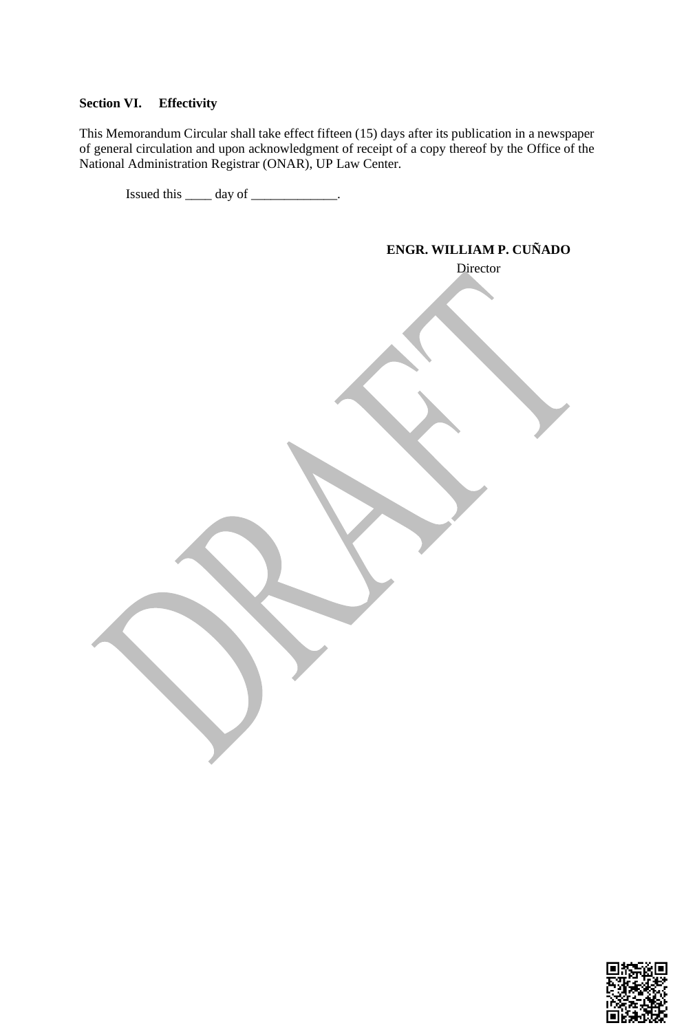**Section VI. Effectivity**

This Memorandum Circular shall take effect fifteen (15) days after its publication in a newspaper of general circulation and upon acknowledgment of receipt of a copy thereof by the Office of the National Administration Registrar (ONAR), UP Law Center.

Issued this ____ day of _____________.

**ENGR. WILLIAM P. CUÑADO**
Director

DRAFT